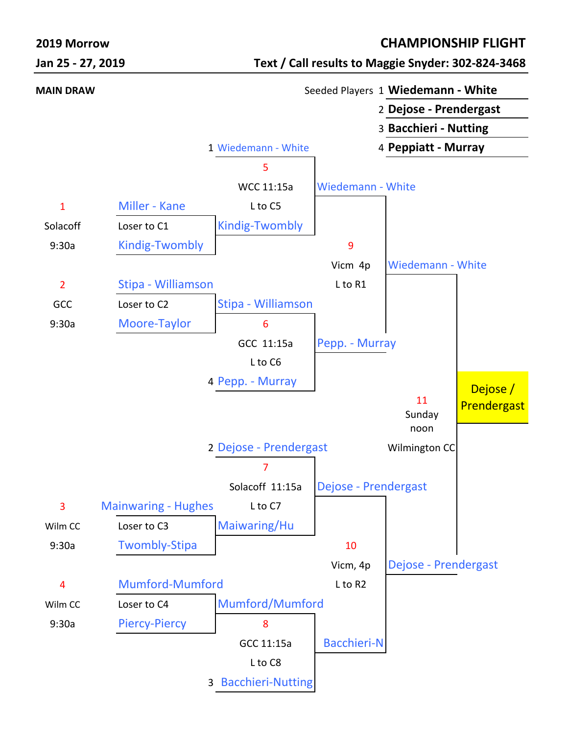**2019 Morrow** — **CHAMPIONSHIP FLIGHT**

**Jan 25 - 27, 2019** — **Text / Call results to Maggie Snyder: 302-824-3468**

**MAIN DRAW**

Seeded Players

1. **Wiedemann - White**
2. **Dejose - Prendergast**
3. **Bacchieri - Nutting**
4. **Peppiatt - Murray**

### First Round

| Match | Location / Time | Team 1 | Team 2 | Loser to | Winner |
|---|---|---|---|---|---|
| 1 | Solacoff 9:30a | Miller - Kane | Kindig-Twombly | Loser to C1 | Kindig-Twombly |
| 2 | GCC 9:30a | Stipa - Williamson | Moore-Taylor | Loser to C2 | Stipa - Williamson |
| 3 | Wilm CC 9:30a | Mainwaring - Hughes | Twombly-Stipa | Loser to C3 | Maiwaring/Hu |
| 4 | Wilm CC 9:30a | Mumford-Mumford | Piercy-Piercy | Loser to C4 | Mumford/Mumford |

### Quarterfinals

| Match | Location / Time | Team 1 | Team 2 | Loser to | Winner |
|---|---|---|---|---|---|
| 5 | WCC 11:15a | 1 Wiedemann - White | Kindig-Twombly | L to C5 | Wiedemann - White |
| 6 | GCC 11:15a | Stipa - Williamson | 4 Pepp. - Murray | L to C6 | Pepp. - Murray |
| 7 | Solacoff 11:15a | 2 Dejose - Prendergast | Maiwaring/Hu | L to C7 | Dejose - Prendergast |
| 8 | GCC 11:15a | Mumford/Mumford | 3 Bacchieri-Nutting | L to C8 | Bacchieri-N |

### Semifinals

| Match | Location / Time | Team 1 | Team 2 | Loser to | Winner |
|---|---|---|---|---|---|
| 9 | Vicm 4p | Wiedemann - White | Pepp. - Murray | L to R1 | Wiedemann - White |
| 10 | Vicm, 4p | Dejose - Prendergast | Bacchieri-N | L to R2 | Dejose - Prendergast |

### Final

| Match | Time / Location | Team 1 | Team 2 | Winner |
|---|---|---|---|---|
| 11 | Sunday noon, Wilmington CC | Wiedemann - White | Dejose - Prendergast | Dejose / Prendergast |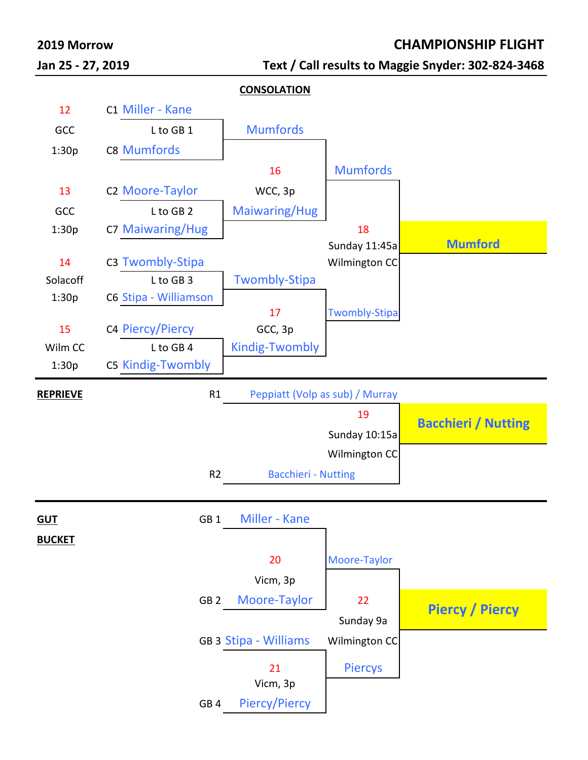**2019 Morrow** — **CHAMPIONSHIP FLIGHT**

**Jan 25 - 27, 2019** — **Text / Call results to Maggie Snyder: 302-824-3468**

## CONSOLATION

| Match | Location / Time | Seed | Team | Loser | Winner |
|---|---|---|---|---|---|
| 12 | GCC, 1:30p | C1 | Miller - Kane | L to GB 1 | Mumfords |
| | | C8 | Mumfords | | |
| 13 | GCC, 1:30p | C2 | Moore-Taylor | L to GB 2 | Maiwaring/Hug |
| | | C7 | Maiwaring/Hug | | |
| 14 | Solacoff, 1:30p | C3 | Twombly-Stipa | L to GB 3 | Twombly-Stipa |
| | | C6 | Stipa - Williamson | | |
| 15 | Wilm CC, 1:30p | C4 | Piercy/Piercy | L to GB 4 | Kindig-Twombly |
| | | C5 | Kindig-Twombly | | |

| Match | Location / Time | Teams | Winner |
|---|---|---|---|
| 16 | WCC, 3p | Mumfords vs. Maiwaring/Hug | Mumfords |
| 17 | GCC, 3p | Twombly-Stipa vs. Kindig-Twombly | Twombly-Stipa |
| 18 | Sunday 11:45a, Wilmington CC | Mumfords vs. Twombly-Stipa | **Mumford** |

## REPRIEVE

| Match | Location / Time | Teams | Winner |
|---|---|---|---|
| 19 | Sunday 10:15a, Wilmington CC | R1 Peppiatt (Volp as sub) / Murray vs. R2 Bacchieri - Nutting | **Bacchieri / Nutting** |

## GUT BUCKET

| Match | Location / Time | Teams | Winner |
|---|---|---|---|
| 20 | Vicm, 3p | GB 1 Miller - Kane vs. GB 2 Moore-Taylor | Moore-Taylor |
| 21 | Vicm, 3p | GB 3 Stipa - Williams vs. GB 4 Piercy/Piercy | Piercys |
| 22 | Sunday 9a, Wilmington CC | Moore-Taylor vs. Piercys | **Piercy / Piercy** |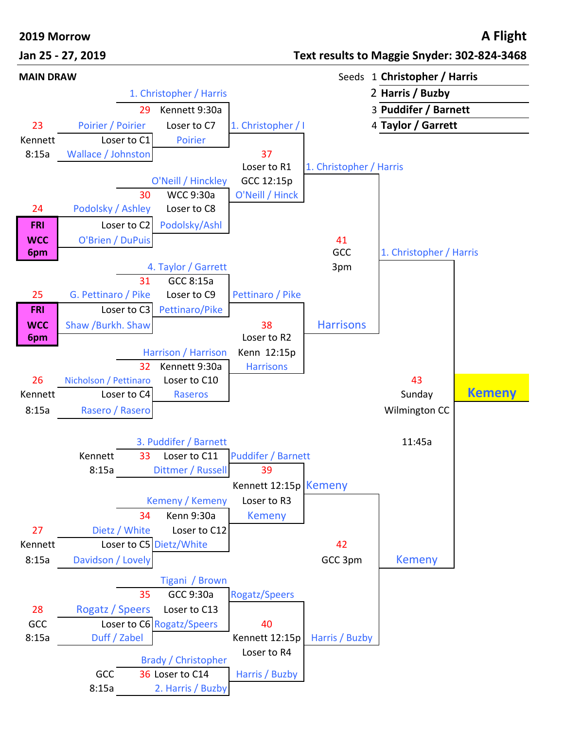**2019 Morrow** — **A Flight**

**Jan 25 - 27, 2019** — **Text results to Maggie Snyder: 302-824-3468**

**MAIN DRAW**

| Seeds | |
|---|---|
| 1 | **Christopher / Harris** |
| 2 | **Harris / Buzby** |
| 3 | **Puddifer / Barnett** |
| 4 | **Taylor / Garrett** |

**Match 23** — Kennett 8:15a
- Poirier / Poirier
- Wallace / Johnston
- Winner: Poirier

**Match 24** — FRI WCC 6pm
- Podolsky / Ashley
- O'Brien / DuPuis
- Winner: Podolsky/Ashl

**Match 25** — FRI WCC 6pm
- G. Pettinaro / Pike
- Shaw /Burkh. Shaw
- Winner: Pettinaro/Pike

**Match 26** — Kennett 8:15a
- Nicholson / Pettinaro
- Rasero / Rasero
- Winner: Raseros

**Match 27** — Kennett 8:15a
- Dietz / White
- Davidson / Lovely
- Winner: Dietz/White

**Match 28** — GCC 8:15a
- Rogatz / Speers
- Duff / Zabel
- Winner: Rogatz/Speers

**Match 29** — Kennett 9:30a — Loser to C7
- 1. Christopher / Harris
- Poirier
- Winner: 1. Christopher / I

**Match 30** — WCC 9:30a — Loser to C8
- O'Neill / Hinckley
- Podolsky/Ashl
- Winner: O'Neill / Hinck

**Match 31** — GCC 8:15a — Loser to C9
- 4. Taylor / Garrett
- Pettinaro/Pike
- Winner: Pettinaro / Pike

**Match 32** — Kennett 9:30a — Loser to C10
- Harrison / Harrison
- Raseros
- Winner: Harrisons

**Match 33** — Kennett 8:15a — Loser to C11
- 3. Puddifer / Barnett
- Dittmer / Russell
- Winner: Puddifer / Barnett

**Match 34** — Kenn 9:30a — Loser to C12
- Kemeny / Kemeny
- Dietz/White
- Winner: Kemeny

**Match 35** — GCC 9:30a — Loser to C13
- Tigani / Brown
- Rogatz/Speers
- Winner: Rogatz/Speers

**Match 36** — GCC 8:15a — Loser to C14
- Brady / Christopher
- 2. Harris / Buzby
- Winner: Harris / Buzby

(Matches 23–28: Loser to C1, C2, C3, C4, C5, C6 respectively)

**Match 37** — GCC 12:15p — Loser to R1
- 1. Christopher / I
- O'Neill / Hinck
- Winner: 1. Christopher / Harris

**Match 38** — Kenn 12:15p — Loser to R2
- Pettinaro / Pike
- Harrisons
- Winner: Harrisons

**Match 39** — Kennett 12:15p — Loser to R3
- Puddifer / Barnett
- Kemeny
- Winner: Kemeny

**Match 40** — Kennett 12:15p — Loser to R4
- Rogatz/Speers
- Harris / Buzby
- Winner: Harris / Buzby

**Match 41** — GCC 3pm
- 1. Christopher / Harris
- Harrisons
- Winner: 1. Christopher / Harris

**Match 42** — GCC 3pm
- Kemeny
- Harris / Buzby
- Winner: Kemeny

**Match 43** — Sunday Wilmington CC 11:45a
- 1. Christopher / Harris
- Kemeny
- Winner: **Kemeny**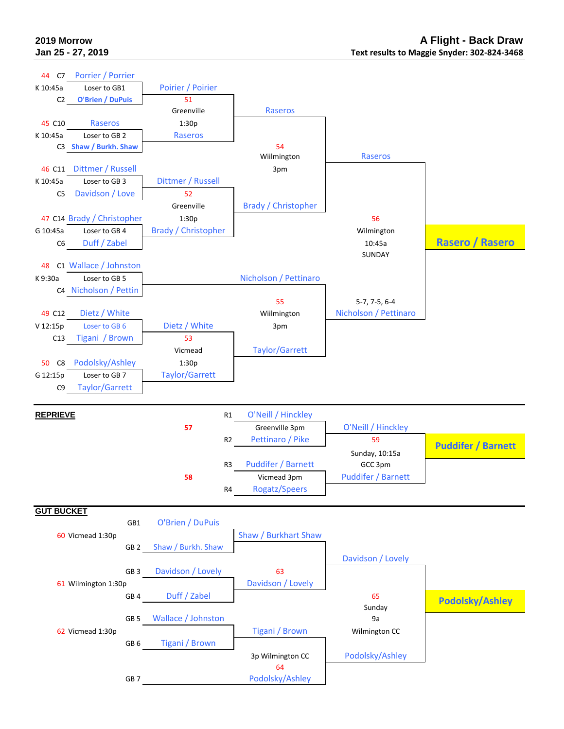**2019 Morrow**
**Jan 25 - 27, 2019**

# A Flight - Back Draw

**Text results to Maggie Snyder: 302-824-3468**

44 C7 Porrier / Porrier
K 10:45a Loser to GB1
C2 O'Brien / DuPuis

Poirier / Poirier
51
Greenville
1:30p

Raseros

45 C10 Raseros
K 10:45a Loser to GB 2
C3 Shaw / Burkh. Shaw

Raseros
54
Wiilmington
3pm

Raseros

46 C11 Dittmer / Russell
K 10:45a Loser to GB 3
C5 Davidson / Love

Dittmer / Russell
52
Greenville
1:30p

Brady / Christopher

47 C14 Brady / Christopher
G 10:45a Loser to GB 4
C6 Duff / Zabel

Brady / Christopher

56
Wilmington
10:45a
SUNDAY

**Rasero / Rasero**

48 C1 Wallace / Johnston
K 9:30a Loser to GB 5
C4 Nicholson / Pettin

Nicholson / Pettinaro
55
Wiilmington
3pm

5-7, 7-5, 6-4
Nicholson / Pettinaro

49 C12 Dietz / White
V 12:15p Loser to GB 6
C13 Tigani / Brown

Dietz / White
53
Vicmead
1:30p

Taylor/Garrett

50 C8 Podolsky/Ashley
G 12:15p Loser to GB 7
C9 Taylor/Garrett

Taylor/Garrett

## REPRIEVE

57
R1 O'Neill / Hinckley
Greenville 3pm
R2 Pettinaro / Pike

O'Neill / Hinckley
59
Sunday, 10:15a
GCC 3pm

**Puddifer / Barnett**

58
R3 Puddifer / Barnett
Vicmead 3pm
R4 Rogatz/Speers

Puddifer / Barnett

## GUT BUCKET

60 Vicmead 1:30p
GB1 O'Brien / DuPuis
GB 2 Shaw / Burkh. Shaw

Shaw / Burkhart Shaw
63
Davidson / Lovely

Davidson / Lovely

61 Wilmington 1:30p
GB 3 Davidson / Lovely
GB 4 Duff / Zabel

65
Sunday
9a
Wilmington CC

**Podolsky/Ashley**

62 Vicmead 1:30p
GB 5 Wallace / Johnston
GB 6 Tigani / Brown

Tigani / Brown
3p Wilmington CC
64
Podolsky/Ashley

Podolsky/Ashley

GB 7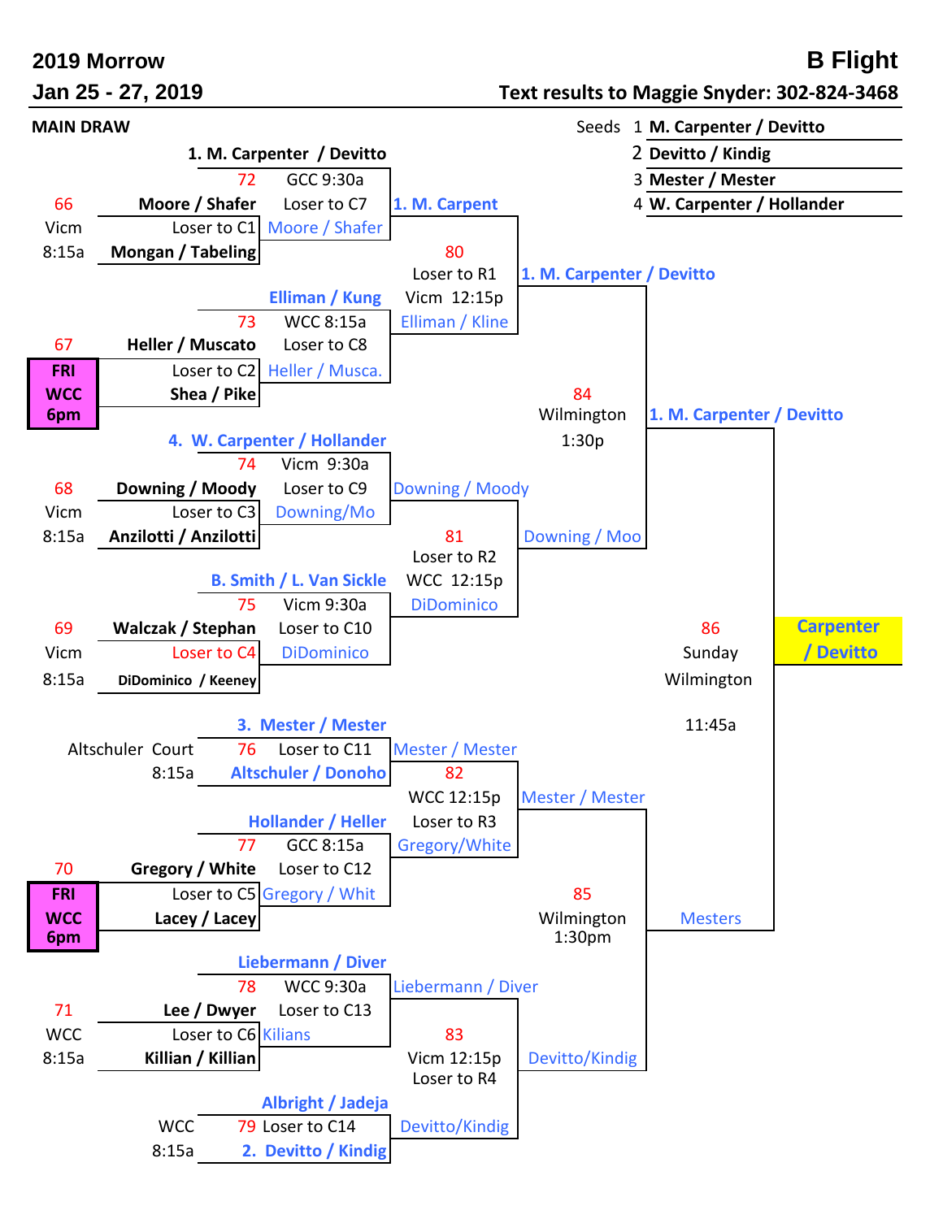# 2019 Morrow — B Flight

**Jan 25 - 27, 2019**

**Text results to Maggie Snyder: 302-824-3468**

**MAIN DRAW**

| Seeds | |
|---|---|
| 1 | **M. Carpenter / Devitto** |
| 2 | **Devitto / Kindig** |
| 3 | **Mester / Mester** |
| 4 | **W. Carpenter / Hollander** |

## First Round

| Match | Site / Time | Team 1 | Team 2 | Loser to | Winner |
|---|---|---|---|---|---|
| 66 | Vicm 8:15a | **Moore / Shafer** | **Mongan / Tabeling** | Loser to C1 | Moore / Shafer |
| 67 | FRI WCC 6pm | **Heller / Muscato** | **Shea / Pike** | Loser to C2 | Heller / Musca. |
| 68 | Vicm 8:15a | **Downing / Moody** | **Anzilotti / Anzilotti** | Loser to C3 | Downing/Mo |
| 69 | Vicm 8:15a | **Walczak / Stephan** | **DiDominico / Keeney** | Loser to C4 | DiDominico |
| 70 | FRI WCC 6pm | **Gregory / White** | **Lacey / Lacey** | Loser to C5 | Gregory / Whit |
| 71 | WCC 8:15a | **Lee / Dwyer** | **Killian / Killian** | Loser to C6 | Kilians |

## Second Round

| Match | Site / Time | Team 1 | Team 2 | Loser to | Winner |
|---|---|---|---|---|---|
| 72 | GCC 9:30a | **1. M. Carpenter / Devitto** | Moore / Shafer | Loser to C7 | 1. M. Carpent |
| 73 | WCC 8:15a | Elliman / Kung | Heller / Musca. | Loser to C8 | Elliman / Kline |
| 74 | Vicm 9:30a | 4. W. Carpenter / Hollander | Downing/Mo | Loser to C9 | Downing / Moody |
| 75 | Vicm 9:30a | B. Smith / L. Van Sickle | DiDominico | Loser to C10 | DiDominico |
| 76 | Altschuler Court 8:15a | 3. Mester / Mester | Altschuler / Donoho | Loser to C11 | Mester / Mester |
| 77 | GCC 8:15a | Hollander / Heller | Gregory / Whit | Loser to C12 | Gregory/White |
| 78 | WCC 9:30a | Liebermann / Diver | Kilians | Loser to C13 | Liebermann / Diver |
| 79 | WCC 8:15a | Albright / Jadeja | 2. Devitto / Kindig | Loser to C14 | Devitto/Kindig |

## Quarterfinals

| Match | Site / Time | Team 1 | Team 2 | Loser to | Winner |
|---|---|---|---|---|---|
| 80 | Vicm 12:15p | 1. M. Carpent | Elliman / Kline | Loser to R1 | 1. M. Carpenter / Devitto |
| 81 | WCC 12:15p | Downing / Moody | DiDominico | Loser to R2 | Downing / Moo |
| 82 | WCC 12:15p | Mester / Mester | Gregory/White | Loser to R3 | Mester / Mester |
| 83 | Vicm 12:15p | Liebermann / Diver | Devitto/Kindig | Loser to R4 | Devitto/Kindig |

## Semifinals

| Match | Site / Time | Team 1 | Team 2 | Winner |
|---|---|---|---|---|
| 84 | Wilmington 1:30p | 1. M. Carpenter / Devitto | Downing / Moo | 1. M. Carpenter / Devitto |
| 85 | Wilmington 1:30pm | Mester / Mester | Devitto/Kindig | Mesters |

## Final

| Match | Site / Time | Team 1 | Team 2 | Winner |
|---|---|---|---|---|
| 86 | Sunday Wilmington 11:45a | 1. M. Carpenter / Devitto | Mesters | **Carpenter / Devitto** |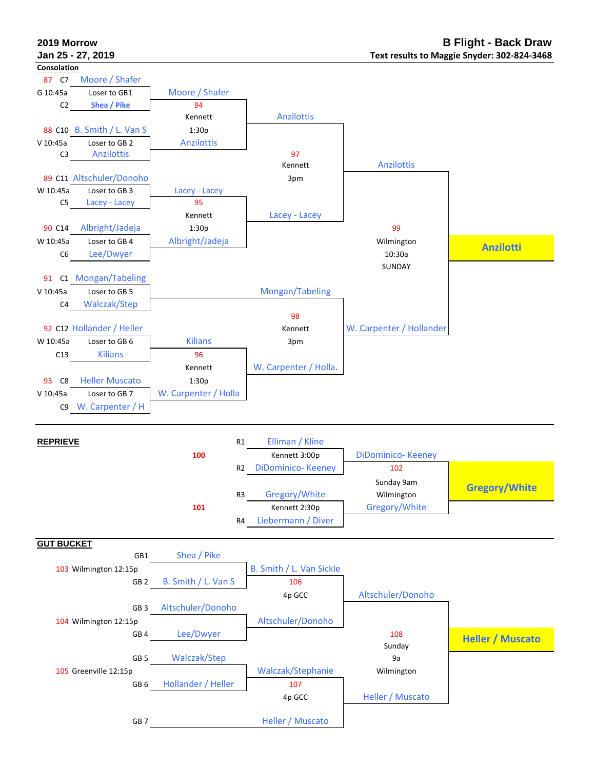**2019 Morrow**
**Jan 25 - 27, 2019**

**B Flight - Back Draw**
**Text results to Maggie Snyder: 302-824-3468**

**Consolation**

87 C7 Moore / Shafer
G 10:45a — Loser to GB1
C2 **Shea / Pike**

Moore / Shafer
94
Kennett
1:30p
Anzilottis

88 C10 B. Smith / L. Van S
V 10:45a — Loser to GB 2
C3 Anzilottis

Anzilottis
97
Kennett
3pm
Lacey - Lacey

89 C11 Altschuler/Donoho
W 10:45a — Loser to GB 3
C5 Lacey - Lacey

Lacey - Lacey
95
Kennett
1:30p
Albright/Jadeja

90 C14 Albright/Jadeja
W 10:45a — Loser to GB 4
C6 Lee/Dwyer

Anzilottis
99
Wilmington
10:30a
SUNDAY
W. Carpenter / Hollander

**Anzilotti**

91 C1 Mongan/Tabeling
V 10:45a — Loser to GB 5
C4 Walczak/Step

Mongan/Tabeling
98
Kennett
3pm
W. Carpenter / Holla.

92 C12 Hollander / Heller
W 10:45a — Loser to GB 6
C13 Kilians

Kilians
96
Kennett
1:30p
W. Carpenter / Holla

93 C8 Heller Muscato
V 10:45a — Loser to GB 7
C9 W. Carpenter / H

**REPRIEVE**

100
R1 Elliman / Kline
Kennett 3:00p
R2 DiDominico- Keeney

DiDominico- Keeney
102
Sunday 9am
Wilmington
Gregory/White

**Gregory/White**

101
R3 Gregory/White
Kennett 2:30p
R4 Liebermann / Diver

**GUT BUCKET**

GB1 Shea / Pike
103 Wilmington 12:15p
GB 2 B. Smith / L. Van S

B. Smith / L. Van Sickle
106
4p GCC
Altschuler/Donoho

GB 3 Altschuler/Donoho
104 Wilmington 12:15p
GB 4 Lee/Dwyer

Altschuler/Donoho
108
Sunday
9a
Wilmington
Heller / Muscato

**Heller / Muscato**

GB 5 Walczak/Step
105 Greenville 12:15p
GB 6 Hollander / Heller

Walczak/Stephanie
107
4p GCC
Heller / Muscato

GB 7 Heller / Muscato